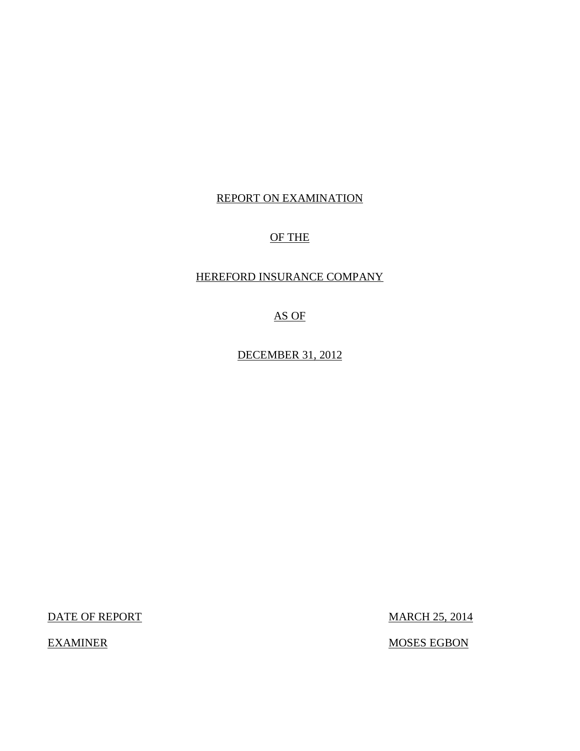# REPORT ON EXAMINATION

# OF THE

# HEREFORD INSURANCE COMPANY

# AS OF

# DECEMBER 31, 2012

| | |
|---|---|
| DATE OF REPORT | MARCH 25, 2014 |
| EXAMINER | MOSES EGBON |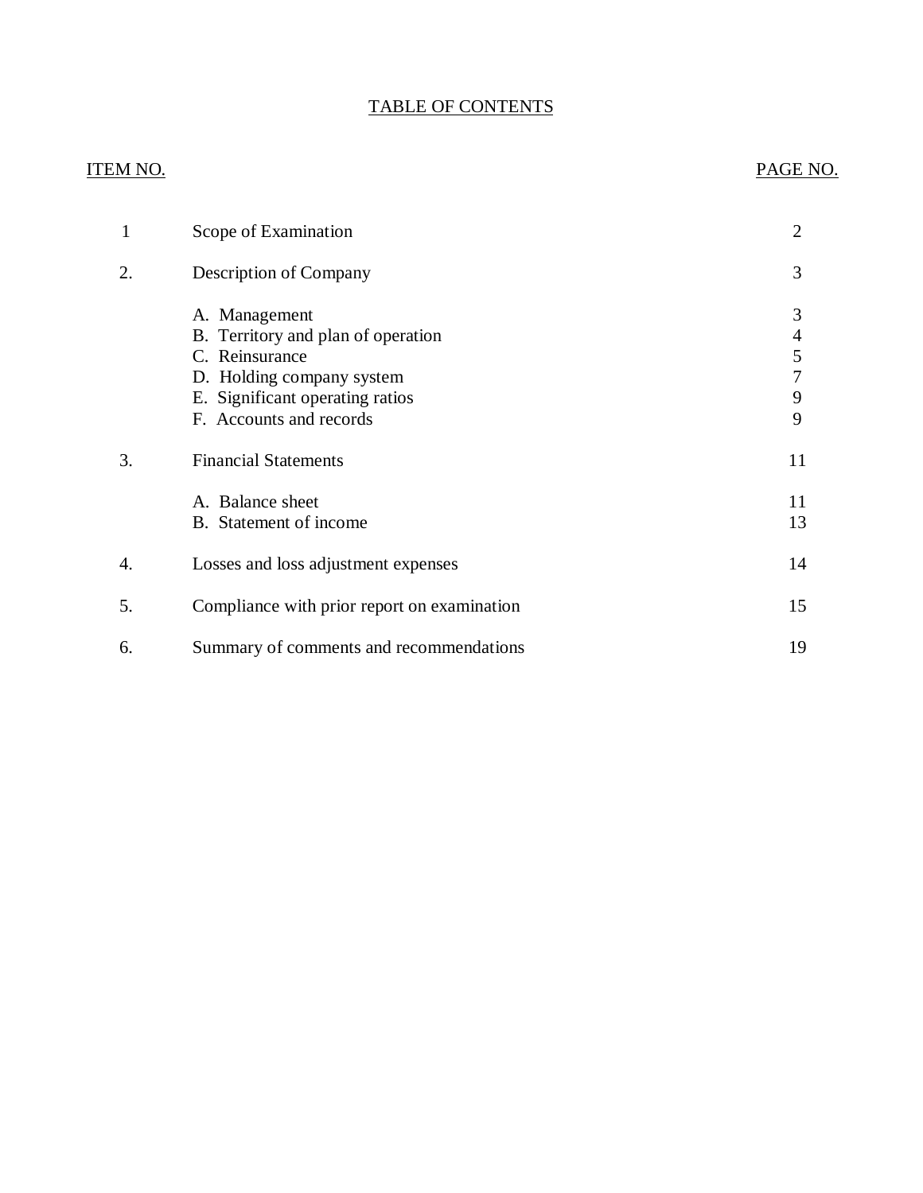# TABLE OF CONTENTS

| ITEM NO. | | PAGE NO. |
|---|---|---|
| 1 | Scope of Examination | 2 |
| 2. | Description of Company | 3 |
| | A. Management | 3 |
| | B. Territory and plan of operation | 4 |
| | C. Reinsurance | 5 |
| | D. Holding company system | 7 |
| | E. Significant operating ratios | 9 |
| | F. Accounts and records | 9 |
| 3. | Financial Statements | 11 |
| | A. Balance sheet | 11 |
| | B. Statement of income | 13 |
| 4. | Losses and loss adjustment expenses | 14 |
| 5. | Compliance with prior report on examination | 15 |
| 6. | Summary of comments and recommendations | 19 |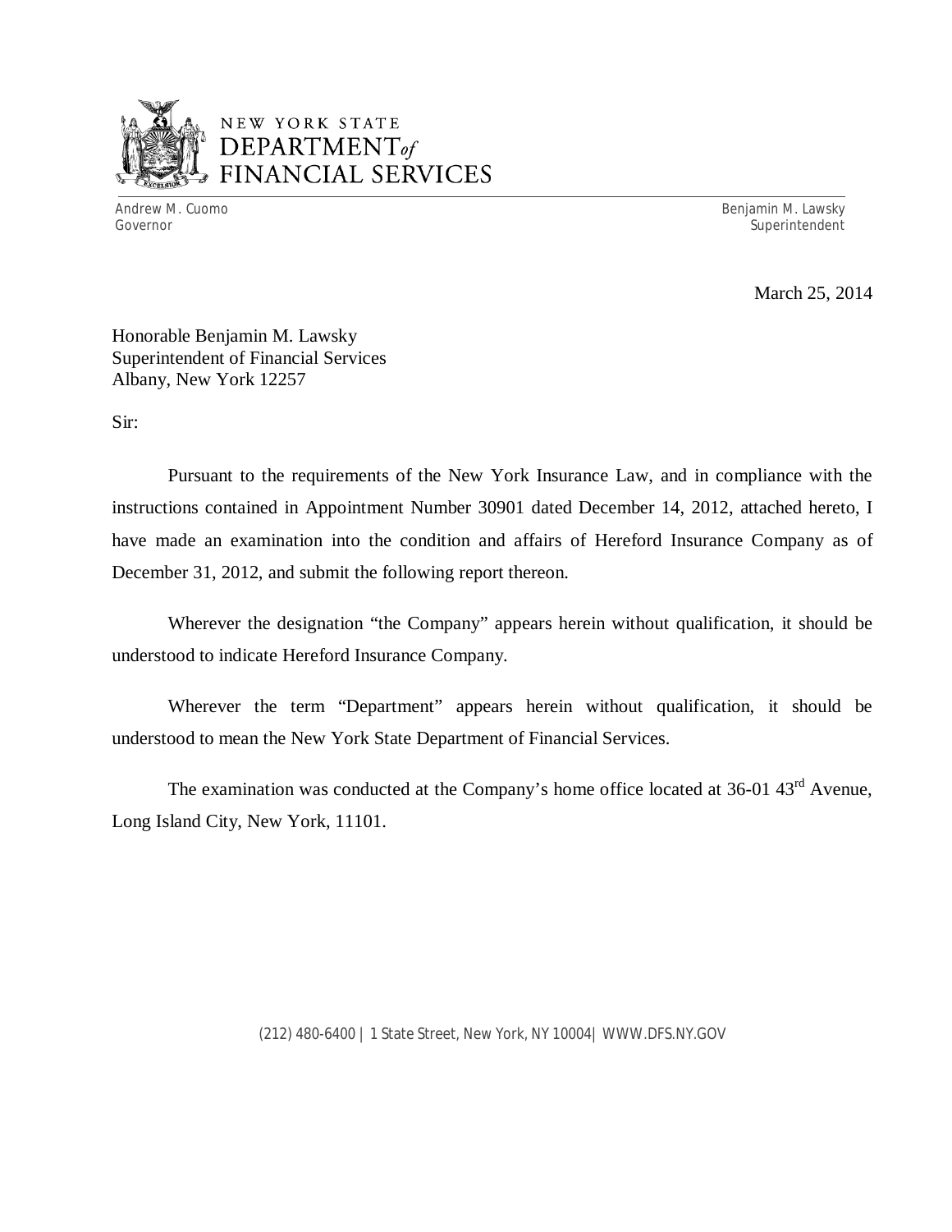NEW YORK STATE
DEPARTMENT *of*
FINANCIAL SERVICES

Andrew M. Cuomo
Governor

Benjamin M. Lawsky
Superintendent

March 25, 2014

Honorable Benjamin M. Lawsky
Superintendent of Financial Services
Albany, New York 12257

Sir:

Pursuant to the requirements of the New York Insurance Law, and in compliance with the instructions contained in Appointment Number 30901 dated December 14, 2012, attached hereto, I have made an examination into the condition and affairs of Hereford Insurance Company as of December 31, 2012, and submit the following report thereon.

Wherever the designation "the Company" appears herein without qualification, it should be understood to indicate Hereford Insurance Company.

Wherever the term "Department" appears herein without qualification, it should be understood to mean the New York State Department of Financial Services.

The examination was conducted at the Company's home office located at 36-01 43rd Avenue, Long Island City, New York, 11101.

(212) 480-6400 | 1 State Street, New York, NY 10004| WWW.DFS.NY.GOV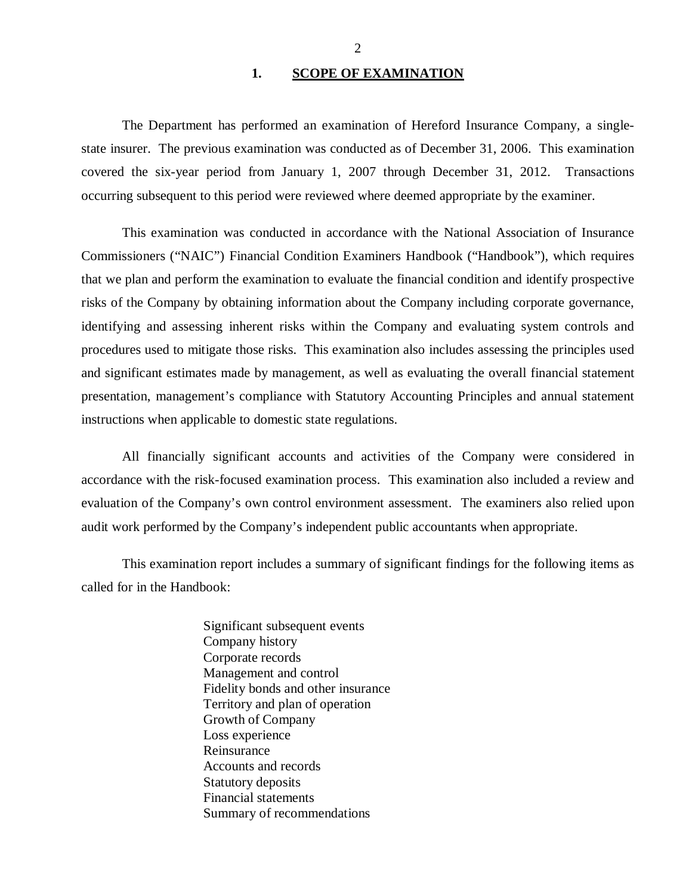## 1. SCOPE OF EXAMINATION

The Department has performed an examination of Hereford Insurance Company, a single-state insurer. The previous examination was conducted as of December 31, 2006. This examination covered the six-year period from January 1, 2007 through December 31, 2012. Transactions occurring subsequent to this period were reviewed where deemed appropriate by the examiner.

This examination was conducted in accordance with the National Association of Insurance Commissioners ("NAIC") Financial Condition Examiners Handbook ("Handbook"), which requires that we plan and perform the examination to evaluate the financial condition and identify prospective risks of the Company by obtaining information about the Company including corporate governance, identifying and assessing inherent risks within the Company and evaluating system controls and procedures used to mitigate those risks. This examination also includes assessing the principles used and significant estimates made by management, as well as evaluating the overall financial statement presentation, management's compliance with Statutory Accounting Principles and annual statement instructions when applicable to domestic state regulations.

All financially significant accounts and activities of the Company were considered in accordance with the risk-focused examination process. This examination also included a review and evaluation of the Company's own control environment assessment. The examiners also relied upon audit work performed by the Company's independent public accountants when appropriate.

This examination report includes a summary of significant findings for the following items as called for in the Handbook:

- Significant subsequent events
- Company history
- Corporate records
- Management and control
- Fidelity bonds and other insurance
- Territory and plan of operation
- Growth of Company
- Loss experience
- Reinsurance
- Accounts and records
- Statutory deposits
- Financial statements
- Summary of recommendations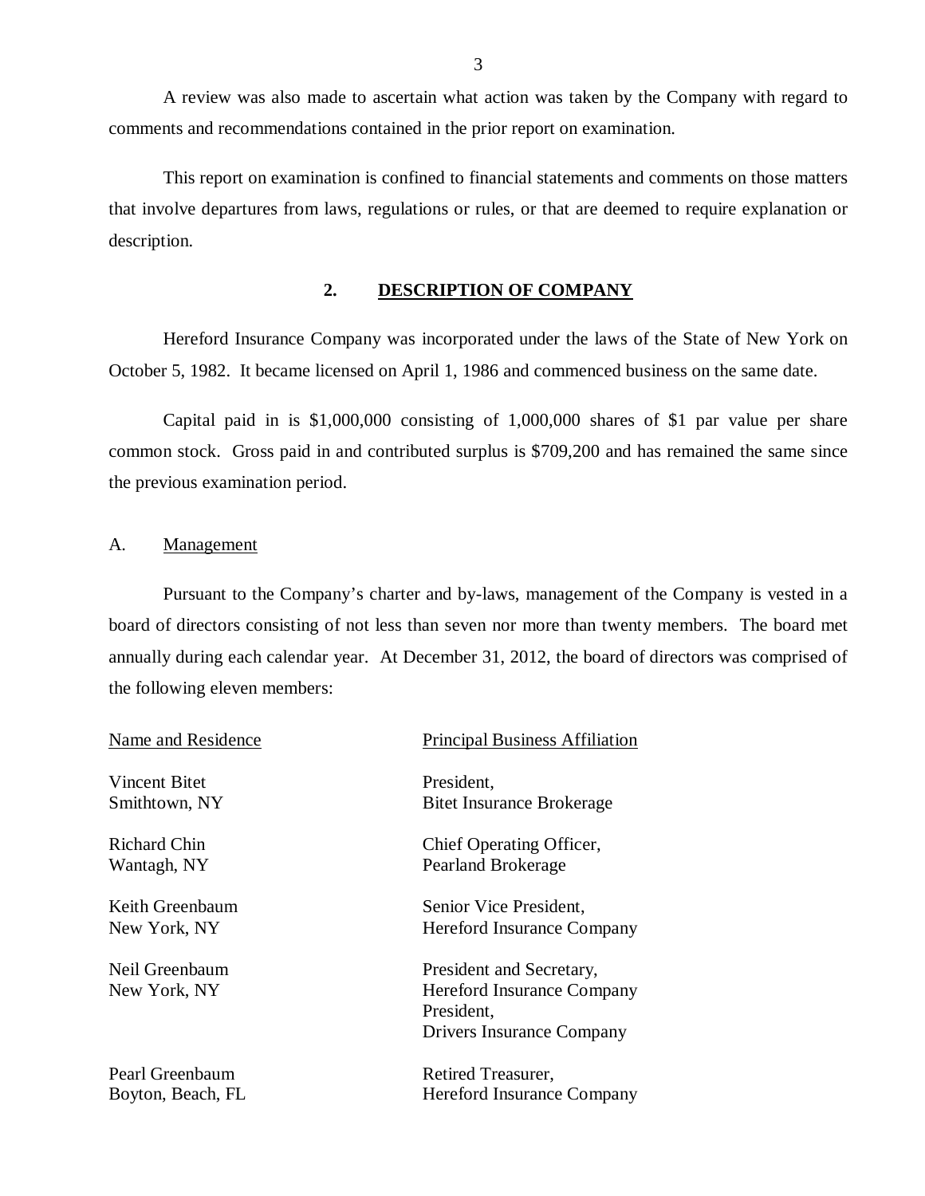A review was also made to ascertain what action was taken by the Company with regard to comments and recommendations contained in the prior report on examination.

This report on examination is confined to financial statements and comments on those matters that involve departures from laws, regulations or rules, or that are deemed to require explanation or description.

## 2. DESCRIPTION OF COMPANY

Hereford Insurance Company was incorporated under the laws of the State of New York on October 5, 1982. It became licensed on April 1, 1986 and commenced business on the same date.

Capital paid in is $1,000,000 consisting of 1,000,000 shares of $1 par value per share common stock. Gross paid in and contributed surplus is $709,200 and has remained the same since the previous examination period.

### A. Management

Pursuant to the Company's charter and by-laws, management of the Company is vested in a board of directors consisting of not less than seven nor more than twenty members. The board met annually during each calendar year. At December 31, 2012, the board of directors was comprised of the following eleven members:

| Name and Residence | Principal Business Affiliation |
|---|---|
| Vincent Bitet<br>Smithtown, NY | President,<br>Bitet Insurance Brokerage |
| Richard Chin<br>Wantagh, NY | Chief Operating Officer,<br>Pearland Brokerage |
| Keith Greenbaum<br>New York, NY | Senior Vice President,<br>Hereford Insurance Company |
| Neil Greenbaum<br>New York, NY | President and Secretary,<br>Hereford Insurance Company<br>President,<br>Drivers Insurance Company |
| Pearl Greenbaum<br>Boyton, Beach, FL | Retired Treasurer,<br>Hereford Insurance Company |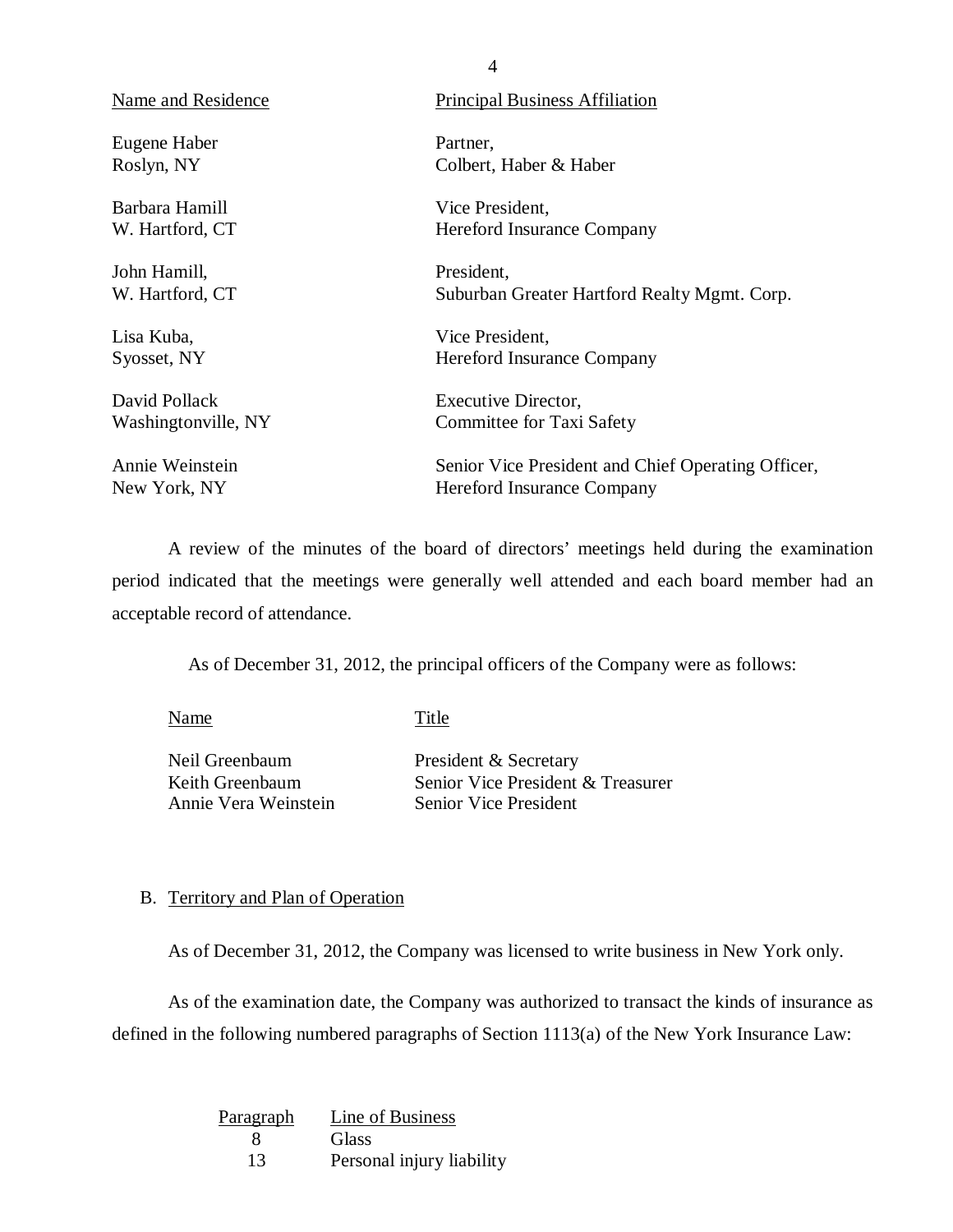| Name and Residence | Principal Business Affiliation |
|---|---|
| Eugene Haber<br>Roslyn, NY | Partner,<br>Colbert, Haber & Haber |
| Barbara Hamill<br>W. Hartford, CT | Vice President,<br>Hereford Insurance Company |
| John Hamill,<br>W. Hartford, CT | President,<br>Suburban Greater Hartford Realty Mgmt. Corp. |
| Lisa Kuba,<br>Syosset, NY | Vice President,<br>Hereford Insurance Company |
| David Pollack<br>Washingtonville, NY | Executive Director,<br>Committee for Taxi Safety |
| Annie Weinstein<br>New York, NY | Senior Vice President and Chief Operating Officer,<br>Hereford Insurance Company |

A review of the minutes of the board of directors' meetings held during the examination period indicated that the meetings were generally well attended and each board member had an acceptable record of attendance.

As of December 31, 2012, the principal officers of the Company were as follows:

| Name | Title |
|---|---|
| Neil Greenbaum | President & Secretary |
| Keith Greenbaum | Senior Vice President & Treasurer |
| Annie Vera Weinstein | Senior Vice President |

B. Territory and Plan of Operation

As of December 31, 2012, the Company was licensed to write business in New York only.

As of the examination date, the Company was authorized to transact the kinds of insurance as defined in the following numbered paragraphs of Section 1113(a) of the New York Insurance Law:

| Paragraph | Line of Business |
|---|---|
| 8 | Glass |
| 13 | Personal injury liability |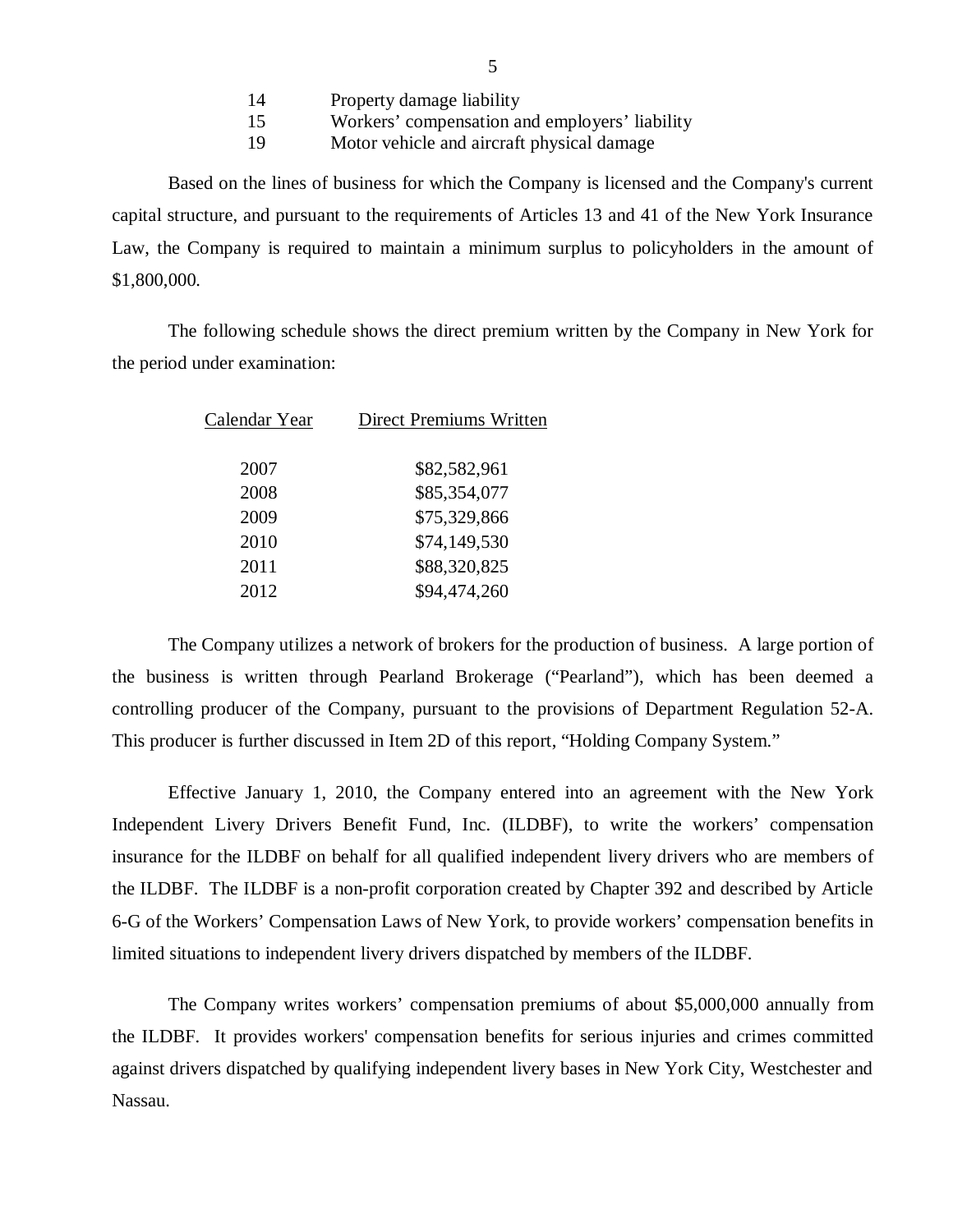| | |
|---|---|
| 14 | Property damage liability |
| 15 | Workers' compensation and employers' liability |
| 19 | Motor vehicle and aircraft physical damage |

Based on the lines of business for which the Company is licensed and the Company's current capital structure, and pursuant to the requirements of Articles 13 and 41 of the New York Insurance Law, the Company is required to maintain a minimum surplus to policyholders in the amount of $1,800,000.

The following schedule shows the direct premium written by the Company in New York for the period under examination:

| Calendar Year | Direct Premiums Written |
|---|---|
| 2007 | $82,582,961 |
| 2008 | $85,354,077 |
| 2009 | $75,329,866 |
| 2010 | $74,149,530 |
| 2011 | $88,320,825 |
| 2012 | $94,474,260 |

The Company utilizes a network of brokers for the production of business. A large portion of the business is written through Pearland Brokerage ("Pearland"), which has been deemed a controlling producer of the Company, pursuant to the provisions of Department Regulation 52-A. This producer is further discussed in Item 2D of this report, "Holding Company System."

Effective January 1, 2010, the Company entered into an agreement with the New York Independent Livery Drivers Benefit Fund, Inc. (ILDBF), to write the workers' compensation insurance for the ILDBF on behalf for all qualified independent livery drivers who are members of the ILDBF. The ILDBF is a non-profit corporation created by Chapter 392 and described by Article 6-G of the Workers' Compensation Laws of New York, to provide workers' compensation benefits in limited situations to independent livery drivers dispatched by members of the ILDBF.

The Company writes workers' compensation premiums of about $5,000,000 annually from the ILDBF. It provides workers' compensation benefits for serious injuries and crimes committed against drivers dispatched by qualifying independent livery bases in New York City, Westchester and Nassau.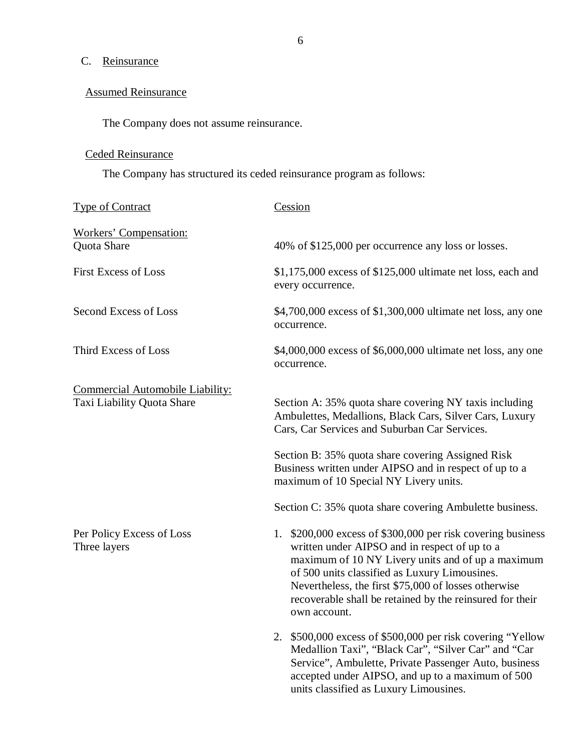C. Reinsurance

Assumed Reinsurance

The Company does not assume reinsurance.

Ceded Reinsurance

The Company has structured its ceded reinsurance program as follows:

| Type of Contract | Cession |
|---|---|
| **Workers' Compensation:** | |
| Quota Share | 40% of $125,000 per occurrence any loss or losses. |
| First Excess of Loss | $1,175,000 excess of $125,000 ultimate net loss, each and every occurrence. |
| Second Excess of Loss | $4,700,000 excess of $1,300,000 ultimate net loss, any one occurrence. |
| Third Excess of Loss | $4,000,000 excess of $6,000,000 ultimate net loss, any one occurrence. |
| **Commercial Automobile Liability:** | |
| Taxi Liability Quota Share | Section A: 35% quota share covering NY taxis including Ambulettes, Medallions, Black Cars, Silver Cars, Luxury Cars, Car Services and Suburban Car Services.<br><br>Section B: 35% quota share covering Assigned Risk Business written under AIPSO and in respect of up to a maximum of 10 Special NY Livery units.<br><br>Section C: 35% quota share covering Ambulette business. |
| Per Policy Excess of Loss Three layers | 1. $200,000 excess of $300,000 per risk covering business written under AIPSO and in respect of up to a maximum of 10 NY Livery units and of up a maximum of 500 units classified as Luxury Limousines. Nevertheless, the first $75,000 of losses otherwise recoverable shall be retained by the reinsured for their own account.<br><br>2. $500,000 excess of $500,000 per risk covering "Yellow Medallion Taxi", "Black Car", "Silver Car" and "Car Service", Ambulette, Private Passenger Auto, business accepted under AIPSO, and up to a maximum of 500 units classified as Luxury Limousines. |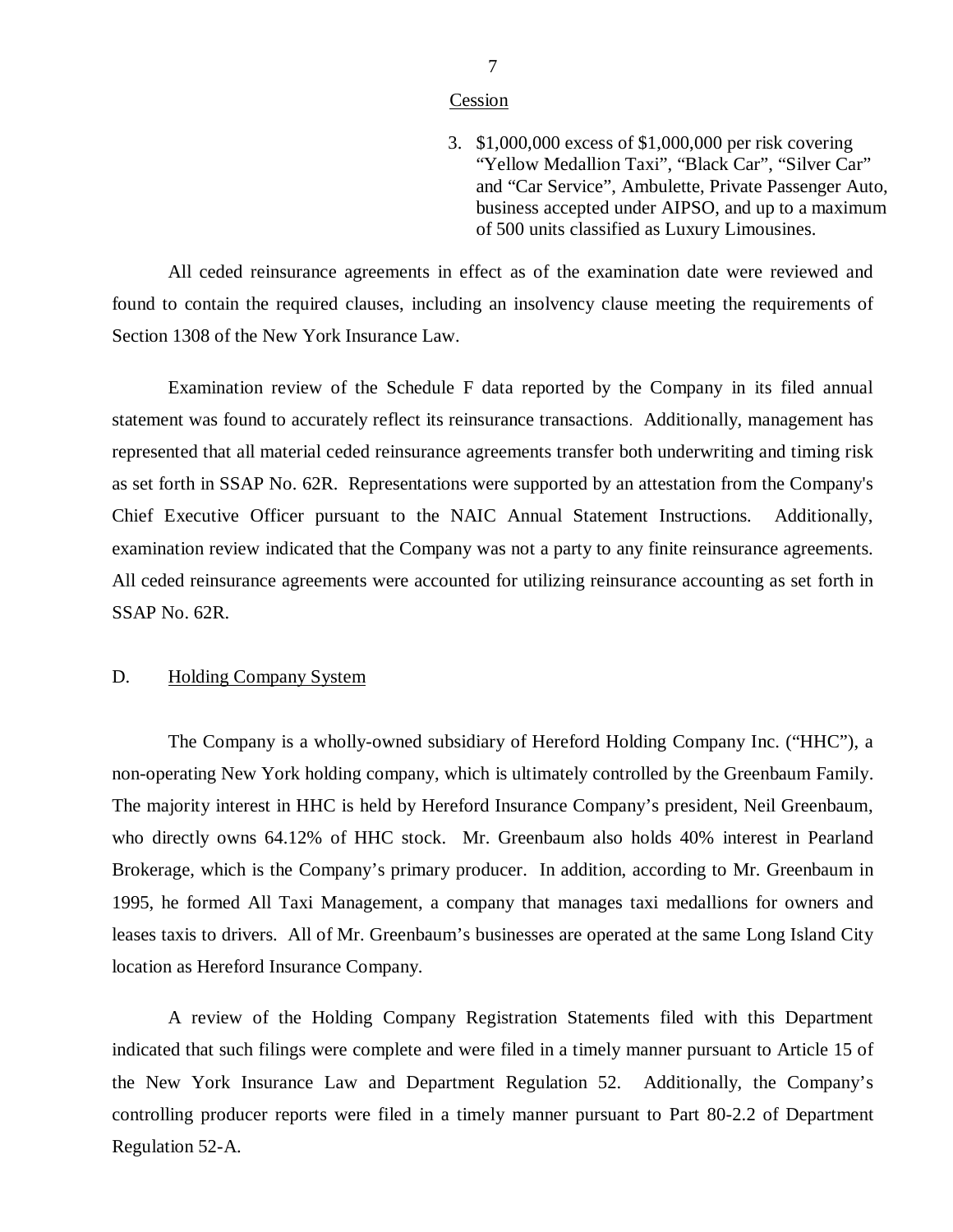Cession

3. \$1,000,000 excess of \$1,000,000 per risk covering "Yellow Medallion Taxi", "Black Car", "Silver Car" and "Car Service", Ambulette, Private Passenger Auto, business accepted under AIPSO, and up to a maximum of 500 units classified as Luxury Limousines.

All ceded reinsurance agreements in effect as of the examination date were reviewed and found to contain the required clauses, including an insolvency clause meeting the requirements of Section 1308 of the New York Insurance Law.

Examination review of the Schedule F data reported by the Company in its filed annual statement was found to accurately reflect its reinsurance transactions. Additionally, management has represented that all material ceded reinsurance agreements transfer both underwriting and timing risk as set forth in SSAP No. 62R. Representations were supported by an attestation from the Company's Chief Executive Officer pursuant to the NAIC Annual Statement Instructions. Additionally, examination review indicated that the Company was not a party to any finite reinsurance agreements. All ceded reinsurance agreements were accounted for utilizing reinsurance accounting as set forth in SSAP No. 62R.

## D. Holding Company System

The Company is a wholly-owned subsidiary of Hereford Holding Company Inc. ("HHC"), a non-operating New York holding company, which is ultimately controlled by the Greenbaum Family. The majority interest in HHC is held by Hereford Insurance Company's president, Neil Greenbaum, who directly owns 64.12% of HHC stock. Mr. Greenbaum also holds 40% interest in Pearland Brokerage, which is the Company's primary producer. In addition, according to Mr. Greenbaum in 1995, he formed All Taxi Management, a company that manages taxi medallions for owners and leases taxis to drivers. All of Mr. Greenbaum's businesses are operated at the same Long Island City location as Hereford Insurance Company.

A review of the Holding Company Registration Statements filed with this Department indicated that such filings were complete and were filed in a timely manner pursuant to Article 15 of the New York Insurance Law and Department Regulation 52. Additionally, the Company's controlling producer reports were filed in a timely manner pursuant to Part 80-2.2 of Department Regulation 52-A.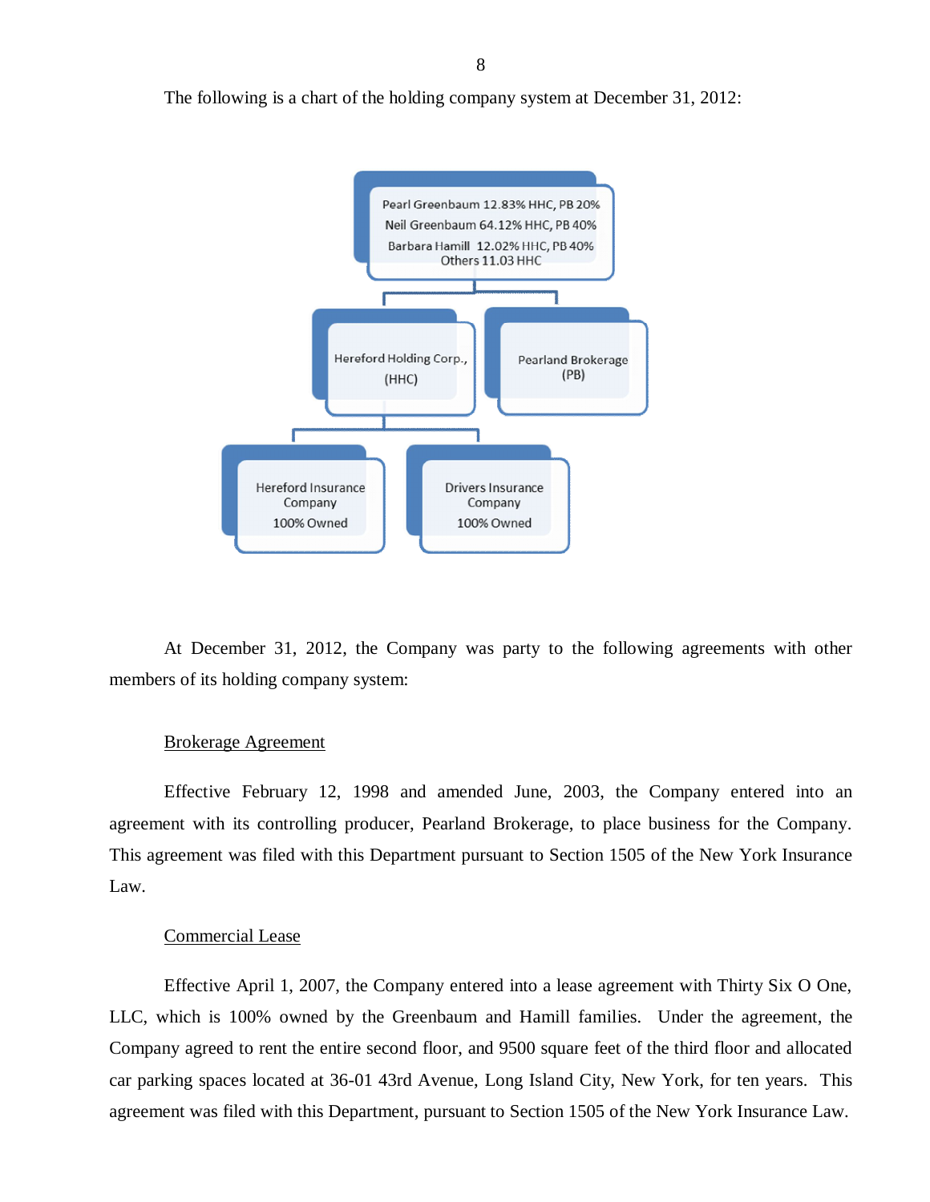The following is a chart of the holding company system at December 31, 2012:

Pearl Greenbaum 12.83% HHC, PB 20%
Neil Greenbaum 64.12% HHC, PB 40%
Barbara Hamill 12.02% HHC, PB 40%
Others 11.03 HHC

Hereford Holding Corp., (HHC)

Pearland Brokerage (PB)

Hereford Insurance Company 100% Owned

Drivers Insurance Company 100% Owned

At December 31, 2012, the Company was party to the following agreements with other members of its holding company system:

Brokerage Agreement

Effective February 12, 1998 and amended June, 2003, the Company entered into an agreement with its controlling producer, Pearland Brokerage, to place business for the Company. This agreement was filed with this Department pursuant to Section 1505 of the New York Insurance Law.

Commercial Lease

Effective April 1, 2007, the Company entered into a lease agreement with Thirty Six O One, LLC, which is 100% owned by the Greenbaum and Hamill families. Under the agreement, the Company agreed to rent the entire second floor, and 9500 square feet of the third floor and allocated car parking spaces located at 36-01 43rd Avenue, Long Island City, New York, for ten years. This agreement was filed with this Department, pursuant to Section 1505 of the New York Insurance Law.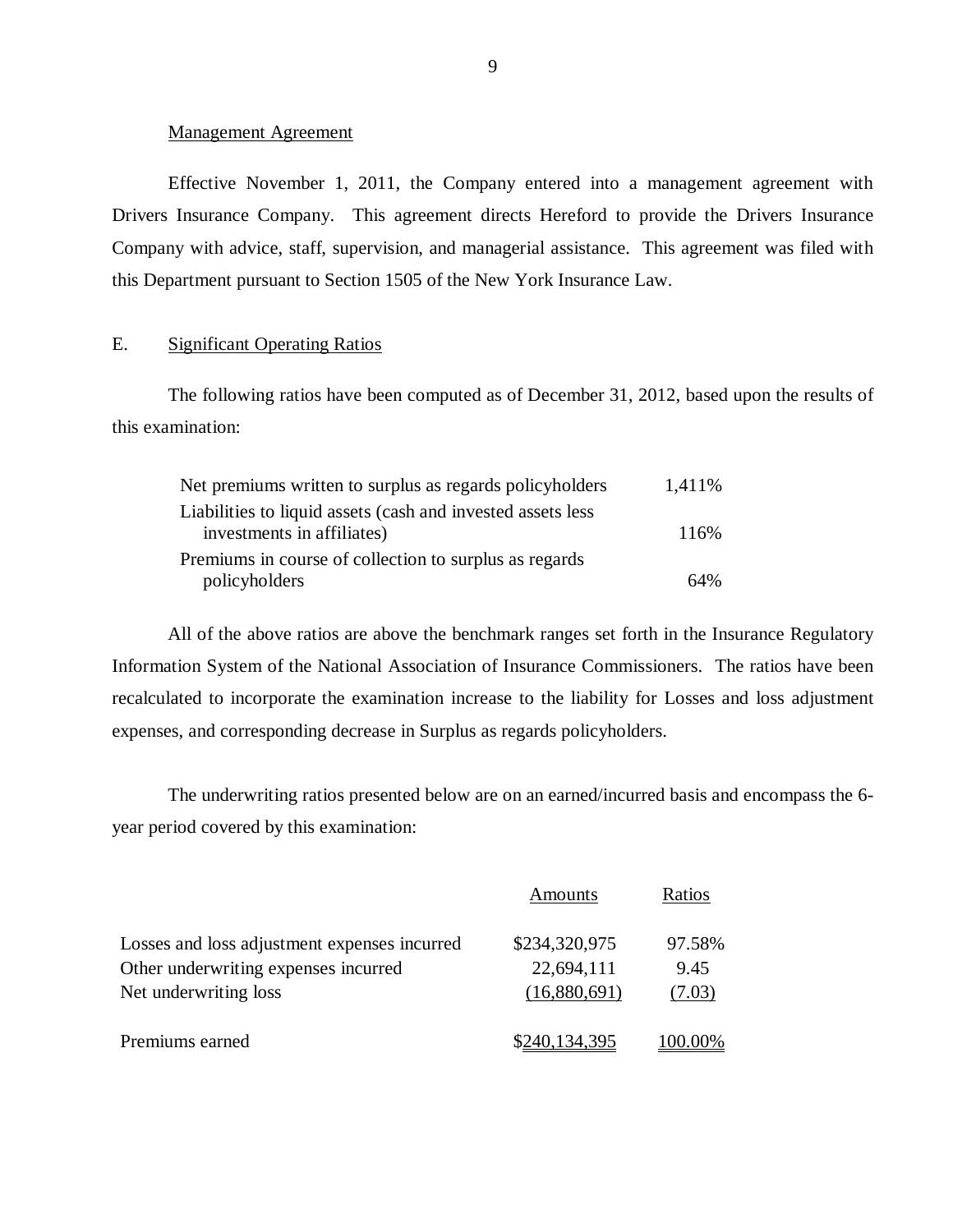Management Agreement

Effective November 1, 2011, the Company entered into a management agreement with Drivers Insurance Company. This agreement directs Hereford to provide the Drivers Insurance Company with advice, staff, supervision, and managerial assistance. This agreement was filed with this Department pursuant to Section 1505 of the New York Insurance Law.

## E. Significant Operating Ratios

The following ratios have been computed as of December 31, 2012, based upon the results of this examination:

| | |
|---|---|
| Net premiums written to surplus as regards policyholders | 1,411% |
| Liabilities to liquid assets (cash and invested assets less investments in affiliates) | 116% |
| Premiums in course of collection to surplus as regards policyholders | 64% |

All of the above ratios are above the benchmark ranges set forth in the Insurance Regulatory Information System of the National Association of Insurance Commissioners. The ratios have been recalculated to incorporate the examination increase to the liability for Losses and loss adjustment expenses, and corresponding decrease in Surplus as regards policyholders.

The underwriting ratios presented below are on an earned/incurred basis and encompass the 6-year period covered by this examination:

| | Amounts | Ratios |
|---|---|---|
| Losses and loss adjustment expenses incurred | $234,320,975 | 97.58% |
| Other underwriting expenses incurred | 22,694,111 | 9.45 |
| Net underwriting loss | (16,880,691) | (7.03) |
| Premiums earned | $240,134,395 | 100.00% |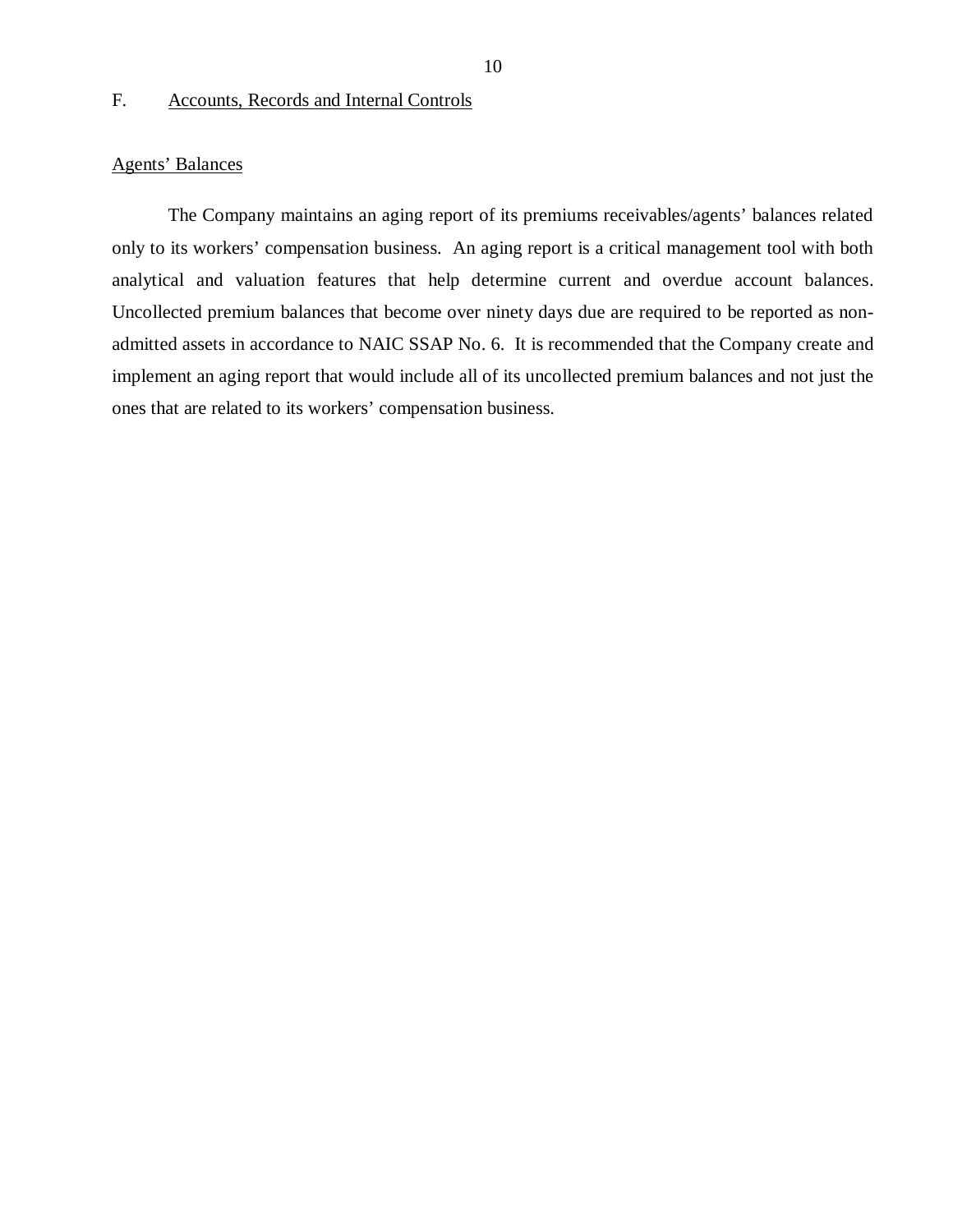## F. Accounts, Records and Internal Controls

Agents' Balances

The Company maintains an aging report of its premiums receivables/agents' balances related only to its workers' compensation business. An aging report is a critical management tool with both analytical and valuation features that help determine current and overdue account balances. Uncollected premium balances that become over ninety days due are required to be reported as non-admitted assets in accordance to NAIC SSAP No. 6. It is recommended that the Company create and implement an aging report that would include all of its uncollected premium balances and not just the ones that are related to its workers' compensation business.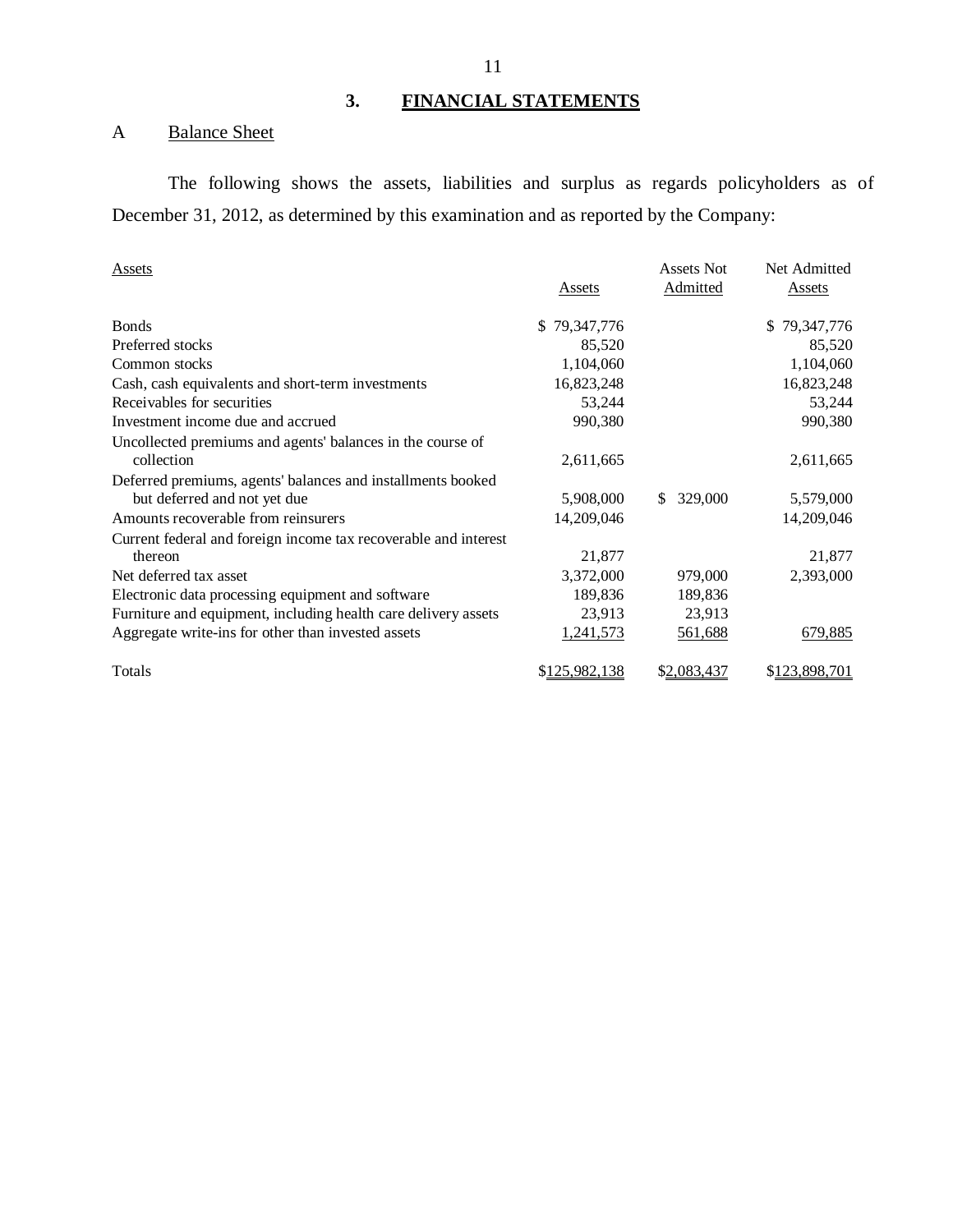## 3. FINANCIAL STATEMENTS

### A Balance Sheet

The following shows the assets, liabilities and surplus as regards policyholders as of December 31, 2012, as determined by this examination and as reported by the Company:

| Assets | Assets | Assets Not Admitted | Net Admitted Assets |
|---|---|---|---|
| Bonds | $ 79,347,776 | | $ 79,347,776 |
| Preferred stocks | 85,520 | | 85,520 |
| Common stocks | 1,104,060 | | 1,104,060 |
| Cash, cash equivalents and short-term investments | 16,823,248 | | 16,823,248 |
| Receivables for securities | 53,244 | | 53,244 |
| Investment income due and accrued | 990,380 | | 990,380 |
| Uncollected premiums and agents' balances in the course of collection | 2,611,665 | | 2,611,665 |
| Deferred premiums, agents' balances and installments booked but deferred and not yet due | 5,908,000 | $ 329,000 | 5,579,000 |
| Amounts recoverable from reinsurers | 14,209,046 | | 14,209,046 |
| Current federal and foreign income tax recoverable and interest thereon | 21,877 | | 21,877 |
| Net deferred tax asset | 3,372,000 | 979,000 | 2,393,000 |
| Electronic data processing equipment and software | 189,836 | 189,836 | |
| Furniture and equipment, including health care delivery assets | 23,913 | 23,913 | |
| Aggregate write-ins for other than invested assets | 1,241,573 | 561,688 | 679,885 |
| Totals | $125,982,138 | $2,083,437 | $123,898,701 |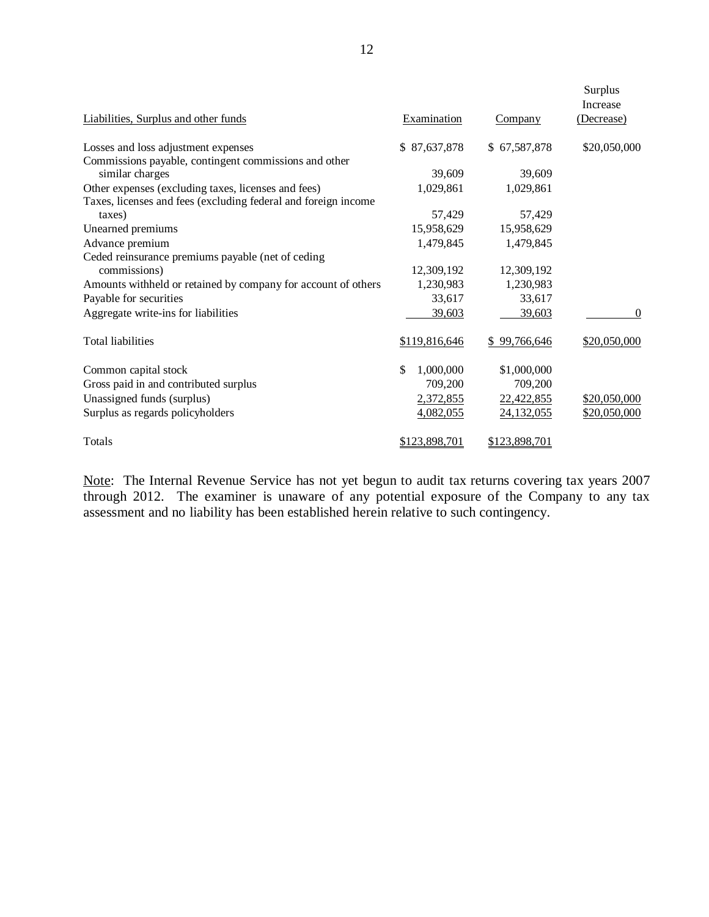| Liabilities, Surplus and other funds | Examination | Company | Surplus Increase (Decrease) |
|---|---|---|---|
| Losses and loss adjustment expenses | $ 87,637,878 | $ 67,587,878 | $20,050,000 |
| Commissions payable, contingent commissions and other similar charges | 39,609 | 39,609 | |
| Other expenses (excluding taxes, licenses and fees) | 1,029,861 | 1,029,861 | |
| Taxes, licenses and fees (excluding federal and foreign income taxes) | 57,429 | 57,429 | |
| Unearned premiums | 15,958,629 | 15,958,629 | |
| Advance premium | 1,479,845 | 1,479,845 | |
| Ceded reinsurance premiums payable (net of ceding commissions) | 12,309,192 | 12,309,192 | |
| Amounts withheld or retained by company for account of others | 1,230,983 | 1,230,983 | |
| Payable for securities | 33,617 | 33,617 | |
| Aggregate write-ins for liabilities | 39,603 | 39,603 | 0 |
| Total liabilities | $119,816,646 | $ 99,766,646 | $20,050,000 |
| Common capital stock | $ 1,000,000 | $1,000,000 | |
| Gross paid in and contributed surplus | 709,200 | 709,200 | |
| Unassigned funds (surplus) | 2,372,855 | 22,422,855 | $20,050,000 |
| Surplus as regards policyholders | 4,082,055 | 24,132,055 | $20,050,000 |
| Totals | $123,898,701 | $123,898,701 | |

Note: The Internal Revenue Service has not yet begun to audit tax returns covering tax years 2007 through 2012. The examiner is unaware of any potential exposure of the Company to any tax assessment and no liability has been established herein relative to such contingency.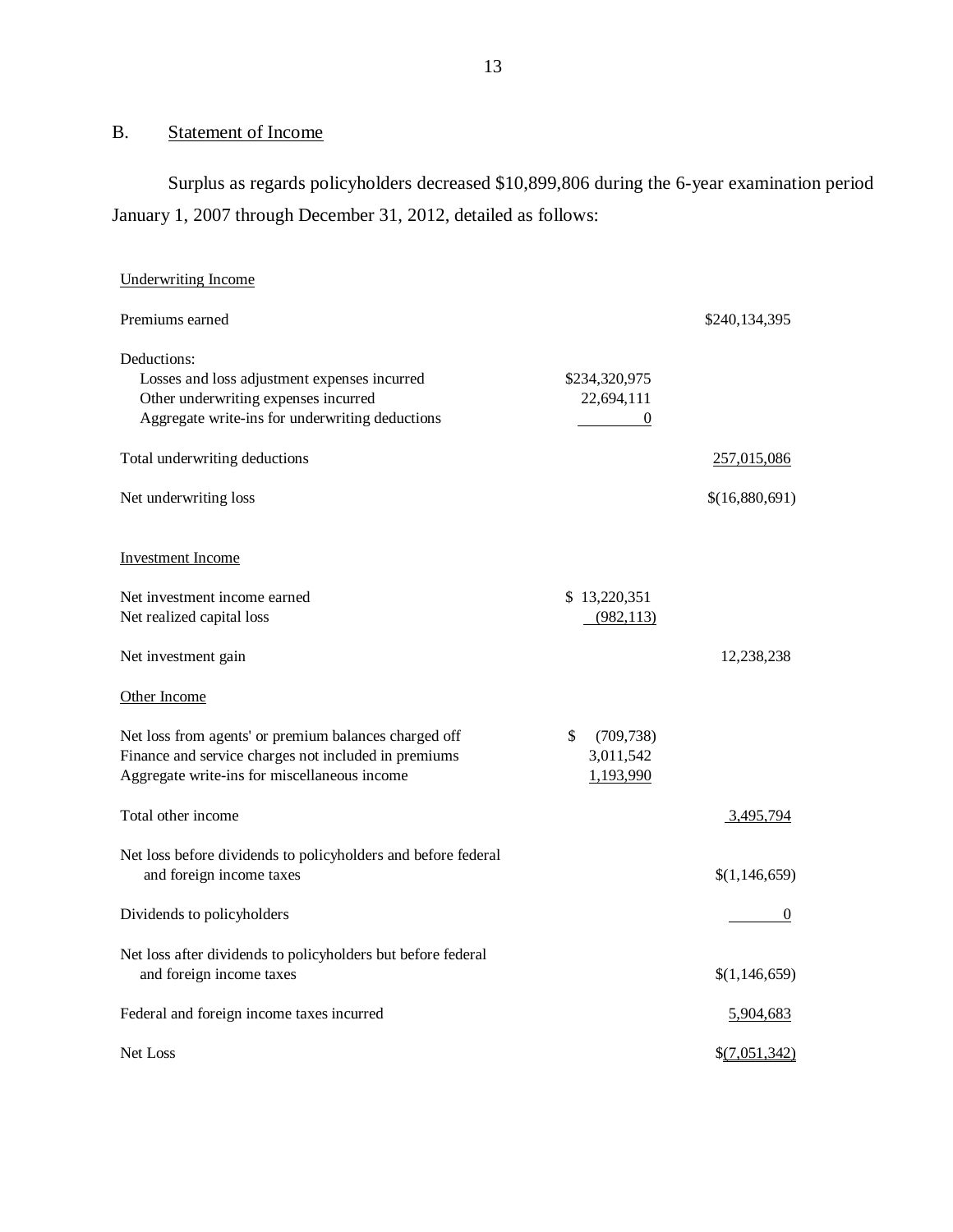## B. Statement of Income

Surplus as regards policyholders decreased $10,899,806 during the 6-year examination period January 1, 2007 through December 31, 2012, detailed as follows:

| | | |
|---|---|---|
| Underwriting Income | | |
| Premiums earned | | $240,134,395 |
| Deductions: | | |
| Losses and loss adjustment expenses incurred | $234,320,975 | |
| Other underwriting expenses incurred | 22,694,111 | |
| Aggregate write-ins for underwriting deductions | 0 | |
| Total underwriting deductions | | 257,015,086 |
| Net underwriting loss | | $(16,880,691) |
| Investment Income | | |
| Net investment income earned | $ 13,220,351 | |
| Net realized capital loss | (982,113) | |
| Net investment gain | | 12,238,238 |
| Other Income | | |
| Net loss from agents' or premium balances charged off | $ (709,738) | |
| Finance and service charges not included in premiums | 3,011,542 | |
| Aggregate write-ins for miscellaneous income | 1,193,990 | |
| Total other income | | 3,495,794 |
| Net loss before dividends to policyholders and before federal and foreign income taxes | | $(1,146,659) |
| Dividends to policyholders | | 0 |
| Net loss after dividends to policyholders but before federal and foreign income taxes | | $(1,146,659) |
| Federal and foreign income taxes incurred | | 5,904,683 |
| Net Loss | | $(7,051,342) |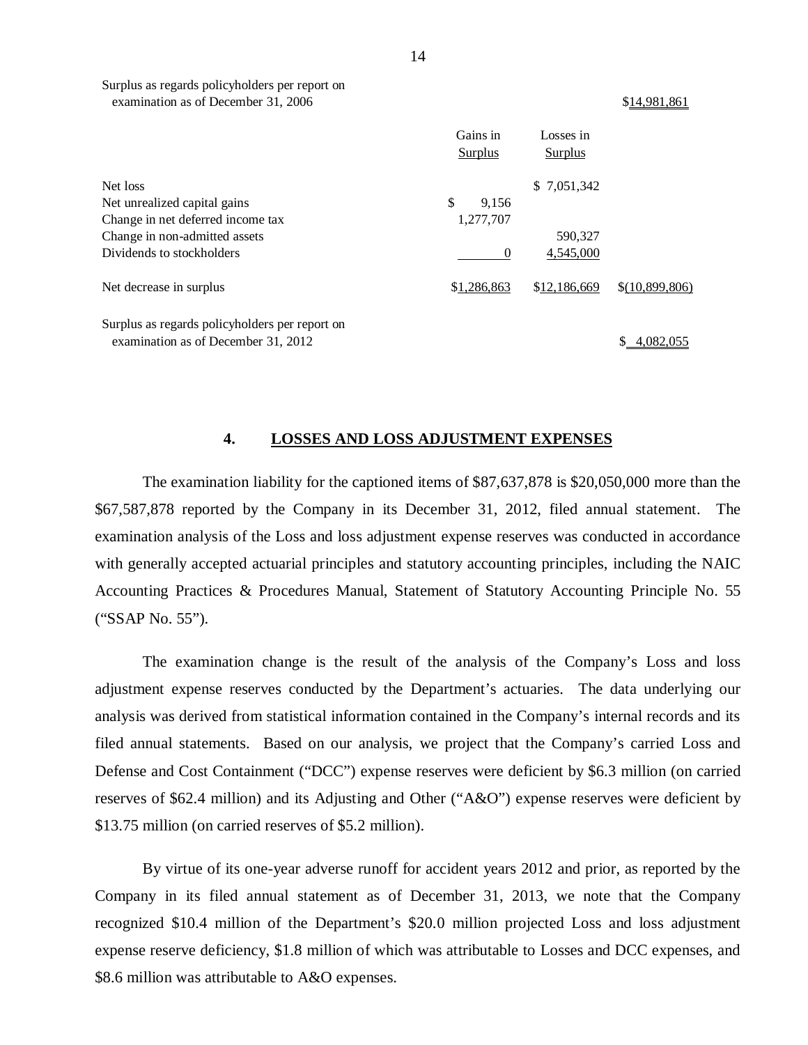| | Gains in Surplus | Losses in Surplus | |
|---|---|---|---|
| Surplus as regards policyholders per report on examination as of December 31, 2006 | | | $14,981,861 |
| Net loss | | $ 7,051,342 | |
| Net unrealized capital gains | $ 9,156 | | |
| Change in net deferred income tax | 1,277,707 | | |
| Change in non-admitted assets | | 590,327 | |
| Dividends to stockholders | 0 | 4,545,000 | |
| Net decrease in surplus | $1,286,863 | $12,186,669 | $(10,899,806) |
| Surplus as regards policyholders per report on examination as of December 31, 2012 | | | $ 4,082,055 |

## 4. LOSSES AND LOSS ADJUSTMENT EXPENSES

The examination liability for the captioned items of $87,637,878 is $20,050,000 more than the $67,587,878 reported by the Company in its December 31, 2012, filed annual statement. The examination analysis of the Loss and loss adjustment expense reserves was conducted in accordance with generally accepted actuarial principles and statutory accounting principles, including the NAIC Accounting Practices & Procedures Manual, Statement of Statutory Accounting Principle No. 55 ("SSAP No. 55").

The examination change is the result of the analysis of the Company's Loss and loss adjustment expense reserves conducted by the Department's actuaries. The data underlying our analysis was derived from statistical information contained in the Company's internal records and its filed annual statements. Based on our analysis, we project that the Company's carried Loss and Defense and Cost Containment ("DCC") expense reserves were deficient by $6.3 million (on carried reserves of $62.4 million) and its Adjusting and Other ("A&O") expense reserves were deficient by $13.75 million (on carried reserves of $5.2 million).

By virtue of its one-year adverse runoff for accident years 2012 and prior, as reported by the Company in its filed annual statement as of December 31, 2013, we note that the Company recognized $10.4 million of the Department's $20.0 million projected Loss and loss adjustment expense reserve deficiency, $1.8 million of which was attributable to Losses and DCC expenses, and $8.6 million was attributable to A&O expenses.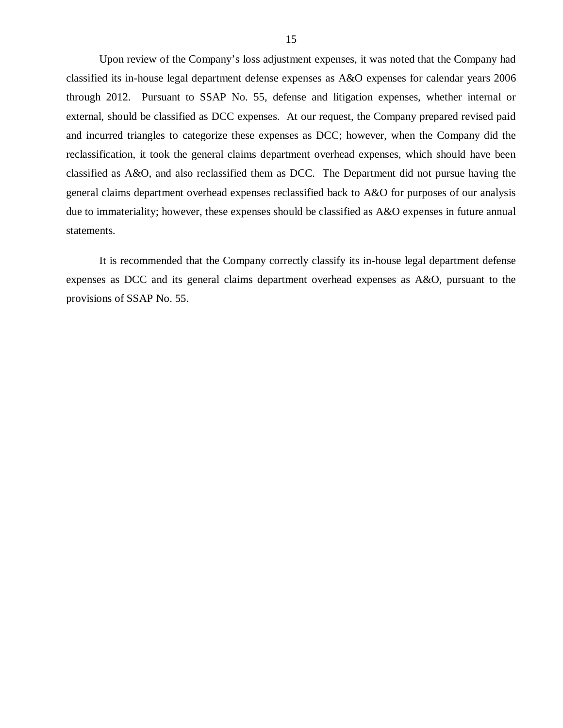Upon review of the Company's loss adjustment expenses, it was noted that the Company had classified its in-house legal department defense expenses as A&O expenses for calendar years 2006 through 2012. Pursuant to SSAP No. 55, defense and litigation expenses, whether internal or external, should be classified as DCC expenses. At our request, the Company prepared revised paid and incurred triangles to categorize these expenses as DCC; however, when the Company did the reclassification, it took the general claims department overhead expenses, which should have been classified as A&O, and also reclassified them as DCC. The Department did not pursue having the general claims department overhead expenses reclassified back to A&O for purposes of our analysis due to immateriality; however, these expenses should be classified as A&O expenses in future annual statements.

It is recommended that the Company correctly classify its in-house legal department defense expenses as DCC and its general claims department overhead expenses as A&O, pursuant to the provisions of SSAP No. 55.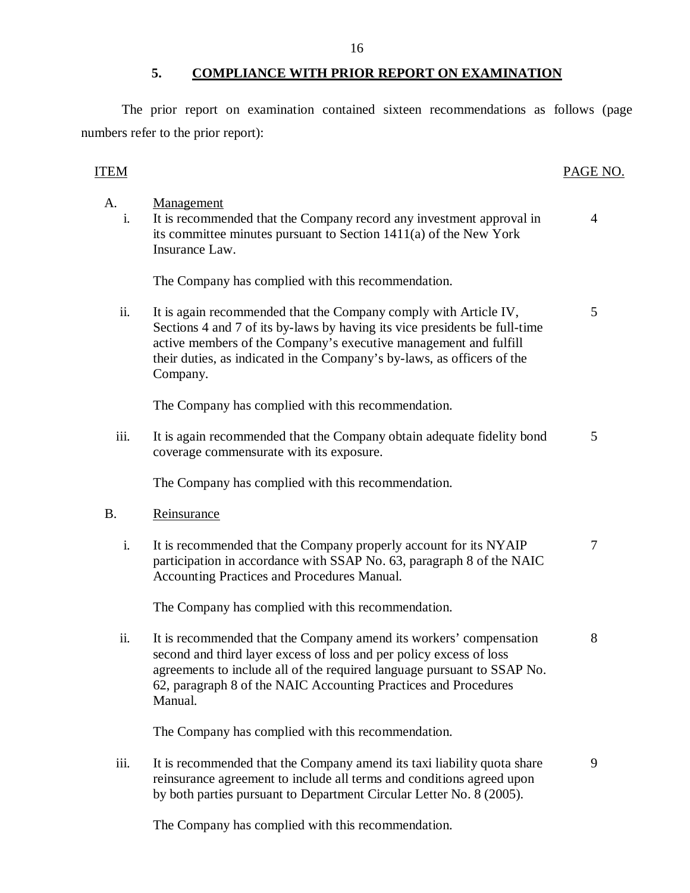## 5. COMPLIANCE WITH PRIOR REPORT ON EXAMINATION

The prior report on examination contained sixteen recommendations as follows (page numbers refer to the prior report):

| ITEM | | | PAGE NO. |
|---|---|---|---|
| A. | | Management | |
| | i. | It is recommended that the Company record any investment approval in its committee minutes pursuant to Section 1411(a) of the New York Insurance Law. | 4 |
| | | The Company has complied with this recommendation. | |
| | ii. | It is again recommended that the Company comply with Article IV, Sections 4 and 7 of its by-laws by having its vice presidents be full-time active members of the Company's executive management and fulfill their duties, as indicated in the Company's by-laws, as officers of the Company. | 5 |
| | | The Company has complied with this recommendation. | |
| | iii. | It is again recommended that the Company obtain adequate fidelity bond coverage commensurate with its exposure. | 5 |
| | | The Company has complied with this recommendation. | |
| B. | | Reinsurance | |
| | i. | It is recommended that the Company properly account for its NYAIP participation in accordance with SSAP No. 63, paragraph 8 of the NAIC Accounting Practices and Procedures Manual. | 7 |
| | | The Company has complied with this recommendation. | |
| | ii. | It is recommended that the Company amend its workers' compensation second and third layer excess of loss and per policy excess of loss agreements to include all of the required language pursuant to SSAP No. 62, paragraph 8 of the NAIC Accounting Practices and Procedures Manual. | 8 |
| | | The Company has complied with this recommendation. | |
| | iii. | It is recommended that the Company amend its taxi liability quota share reinsurance agreement to include all terms and conditions agreed upon by both parties pursuant to Department Circular Letter No. 8 (2005). | 9 |
| | | The Company has complied with this recommendation. | |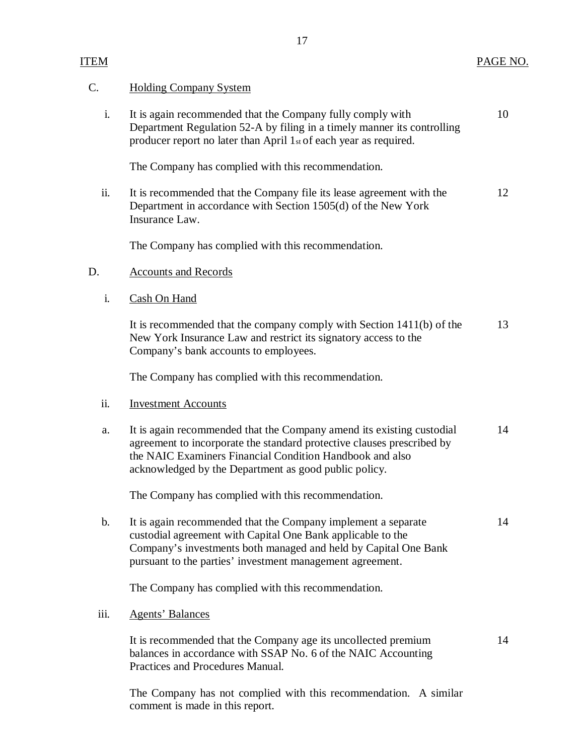| ITEM | | PAGE NO. |
|---|---|---|
| C. | Holding Company System | |
| i. | It is again recommended that the Company fully comply with Department Regulation 52-A by filing in a timely manner its controlling producer report no later than April 1st of each year as required. | 10 |
| | The Company has complied with this recommendation. | |
| ii. | It is recommended that the Company file its lease agreement with the Department in accordance with Section 1505(d) of the New York Insurance Law. | 12 |
| | The Company has complied with this recommendation. | |
| D. | Accounts and Records | |
| i. | Cash On Hand | |
| | It is recommended that the company comply with Section 1411(b) of the New York Insurance Law and restrict its signatory access to the Company's bank accounts to employees. | 13 |
| | The Company has complied with this recommendation. | |
| ii. | Investment Accounts | |
| a. | It is again recommended that the Company amend its existing custodial agreement to incorporate the standard protective clauses prescribed by the NAIC Examiners Financial Condition Handbook and also acknowledged by the Department as good public policy. | 14 |
| | The Company has complied with this recommendation. | |
| b. | It is again recommended that the Company implement a separate custodial agreement with Capital One Bank applicable to the Company's investments both managed and held by Capital One Bank pursuant to the parties' investment management agreement. | 14 |
| | The Company has complied with this recommendation. | |
| iii. | Agents' Balances | |
| | It is recommended that the Company age its uncollected premium balances in accordance with SSAP No. 6 of the NAIC Accounting Practices and Procedures Manual. | 14 |
| | The Company has not complied with this recommendation. A similar comment is made in this report. | |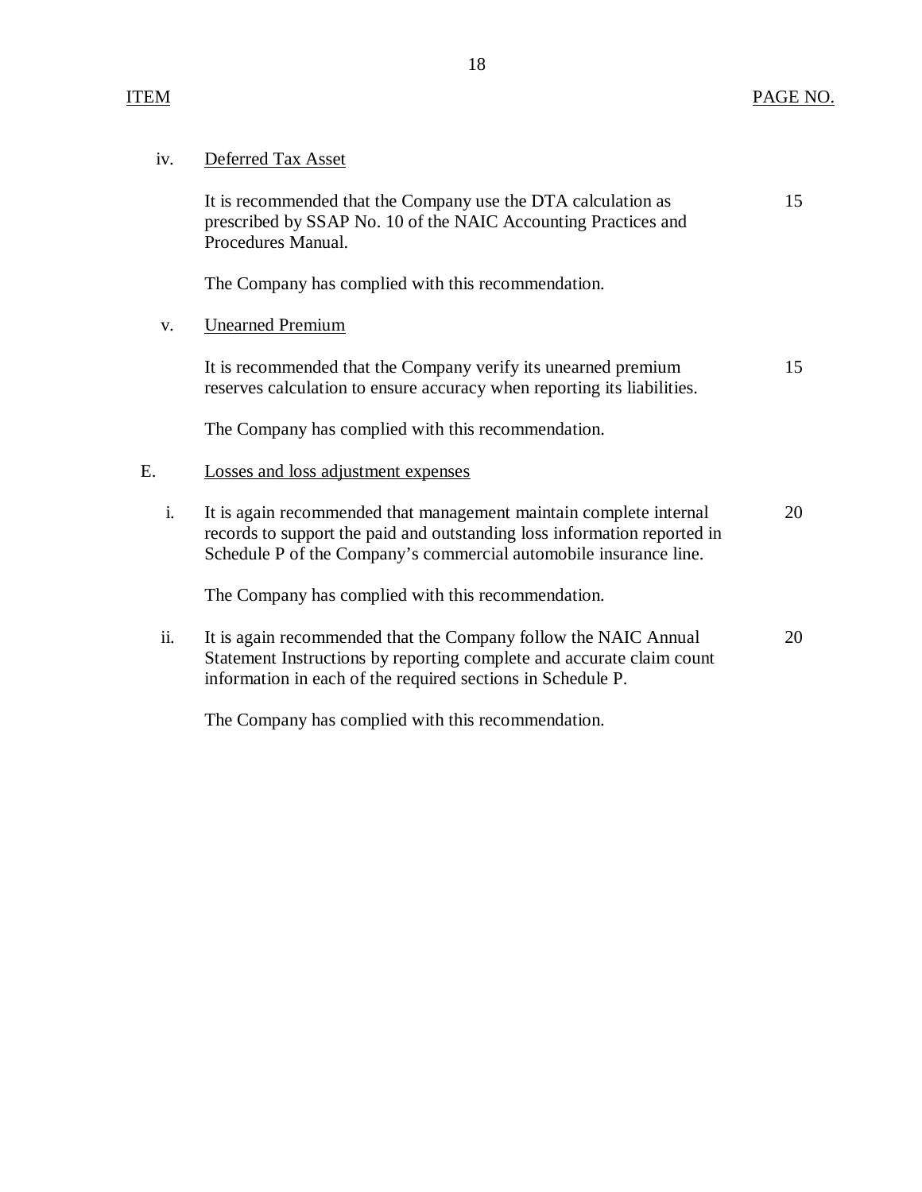| ITEM | | PAGE NO. |
|---|---|---|
| iv. | Deferred Tax Asset | |
| | It is recommended that the Company use the DTA calculation as prescribed by SSAP No. 10 of the NAIC Accounting Practices and Procedures Manual. | 15 |
| | The Company has complied with this recommendation. | |
| v. | Unearned Premium | |
| | It is recommended that the Company verify its unearned premium reserves calculation to ensure accuracy when reporting its liabilities. | 15 |
| | The Company has complied with this recommendation. | |
| E. | Losses and loss adjustment expenses | |
| i. | It is again recommended that management maintain complete internal records to support the paid and outstanding loss information reported in Schedule P of the Company's commercial automobile insurance line. | 20 |
| | The Company has complied with this recommendation. | |
| ii. | It is again recommended that the Company follow the NAIC Annual Statement Instructions by reporting complete and accurate claim count information in each of the required sections in Schedule P. | 20 |
| | The Company has complied with this recommendation. | |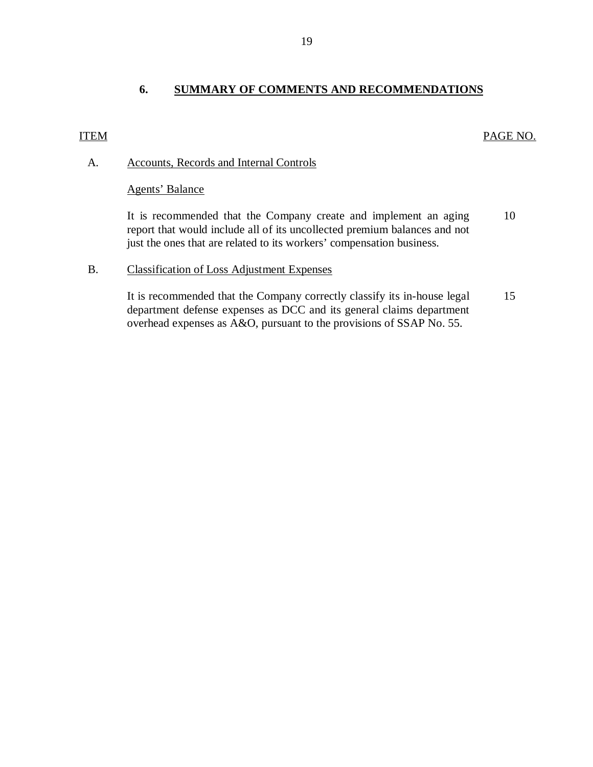## 6. SUMMARY OF COMMENTS AND RECOMMENDATIONS

| ITEM | | PAGE NO. |
|---|---|---|
| A. | Accounts, Records and Internal Controls | |
| | Agents' Balance | |
| | It is recommended that the Company create and implement an aging report that would include all of its uncollected premium balances and not just the ones that are related to its workers' compensation business. | 10 |
| B. | Classification of Loss Adjustment Expenses | |
| | It is recommended that the Company correctly classify its in-house legal department defense expenses as DCC and its general claims department overhead expenses as A&O, pursuant to the provisions of SSAP No. 55. | 15 |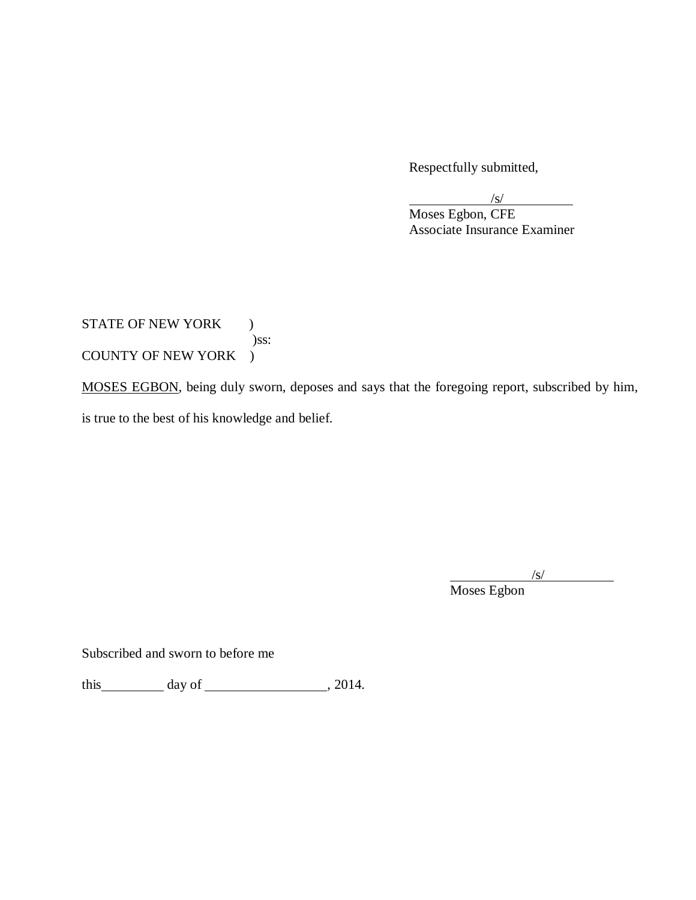Respectfully submitted,

/s/
Moses Egbon, CFE
Associate Insurance Examiner

STATE OF NEW YORK )
)ss:
COUNTY OF NEW YORK )

MOSES EGBON, being duly sworn, deposes and says that the foregoing report, subscribed by him, is true to the best of his knowledge and belief.

/s/
Moses Egbon

Subscribed and sworn to before me

this\_\_\_\_\_\_\_\_\_ day of \_\_\_\_\_\_\_\_\_\_\_\_\_\_\_\_\_, 2014.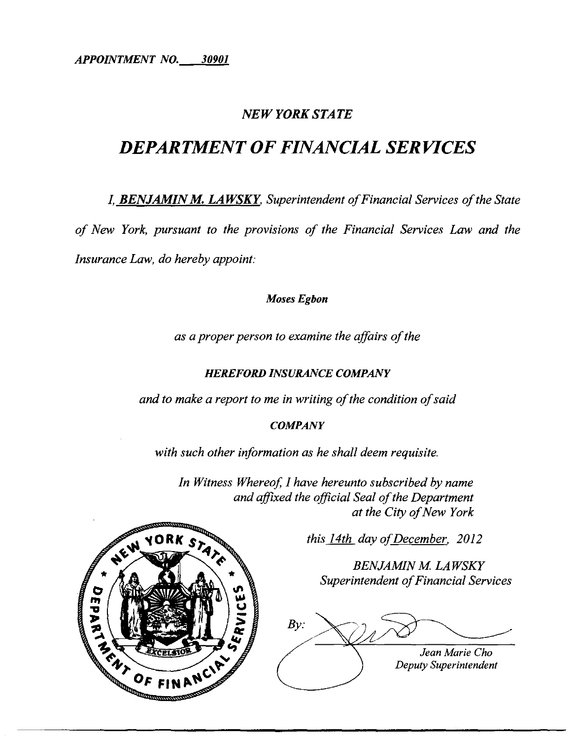*APPOINTMENT NO.* ***30901***

## *NEW YORK STATE*

# *DEPARTMENT OF FINANCIAL SERVICES*

*I,* ***BENJAMIN M. LAWSKY****, Superintendent of Financial Services of the State of New York, pursuant to the provisions of the Financial Services Law and the Insurance Law, do hereby appoint:*

***Moses Egbon***

*as a proper person to examine the affairs of the*

***HEREFORD INSURANCE COMPANY***

*and to make a report to me in writing of the condition of said*

***COMPANY***

*with such other information as he shall deem requisite.*

*In Witness Whereof, I have hereunto subscribed by name and affixed the official Seal of the Department at the City of New York*

*this 14th day of December, 2012*

*BENJAMIN M. LAWSKY*
*Superintendent of Financial Services*

*By:*

*Jean Marie Cho*
*Deputy Superintendent*

NEW YORK STATE DEPARTMENT OF FINANCIAL SERVICES
EXCELSIOR